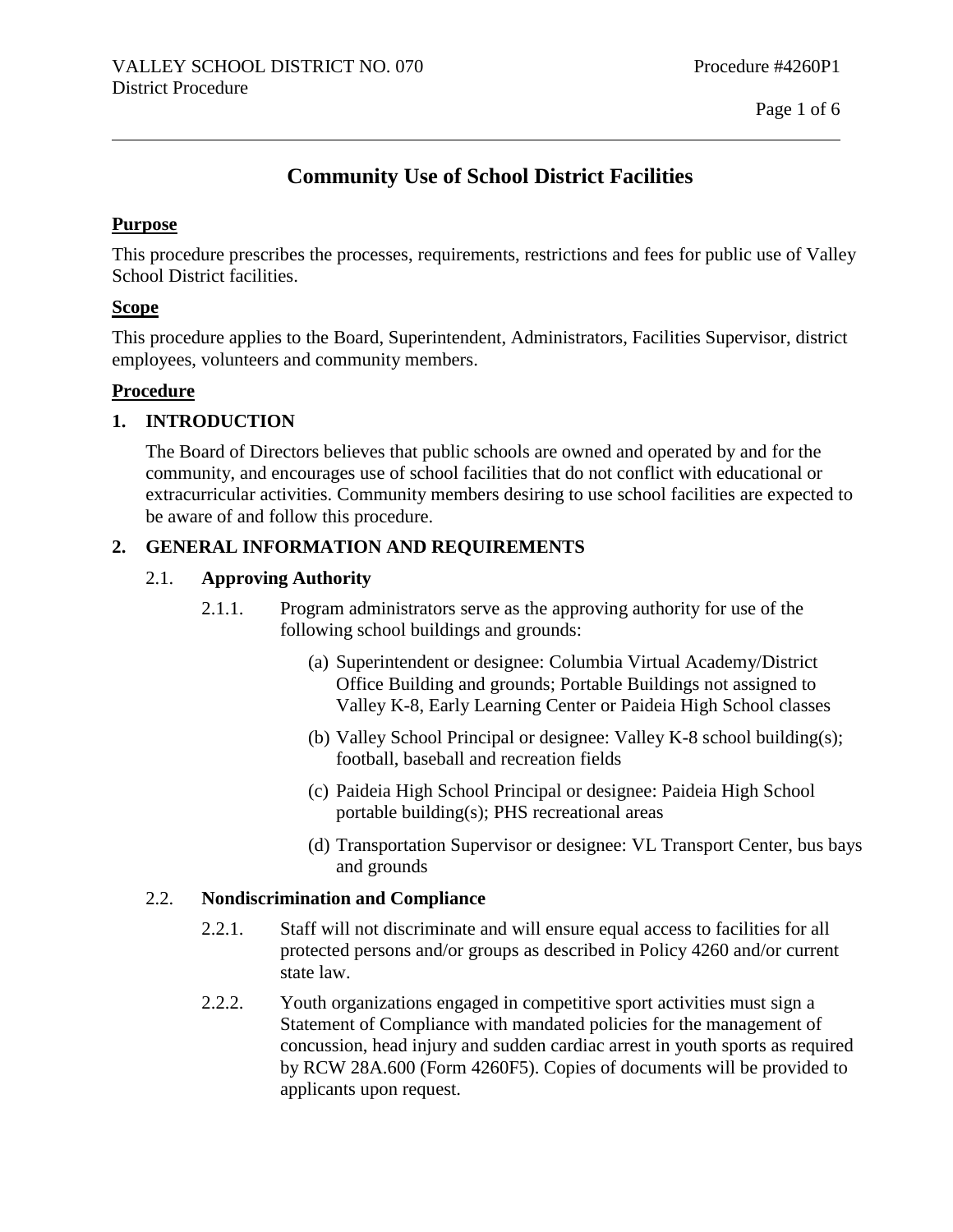# Community Use of School District Facilities

## Purpose

This procedure prescribes the processes, requirements, restrictions and fees for public use of Valley School District facilities.

## Scope

This procedure applies to the Board, Superintendent, Administrators, Facilities Supervisor, district employees, volunteers and community members.

## Procedure

### 1. INTRODUCTION

The Board of Directors believes that public schools are owned and operated by and for the community, and encourages use of school facilities that do not conflict with educational or extracurricular activities. Community members desiring to use school facilities are expected to be aware of and follow this procedure.

### 2. GENERAL INFORMATION AND REQUIREMENTS

#### 2.1. Approving Authority

2.1.1. Program administrators serve as the approving authority for use of the following school buildings and grounds:

(a) Superintendent or designee: Columbia Virtual Academy/District Office Building and grounds; Portable Buildings not assigned to Valley K-8, Early Learning Center or Paideia High School classes

(b) Valley School Principal or designee: Valley K-8 school building(s); football, baseball and recreation fields

(c) Paideia High School Principal or designee: Paideia High School portable building(s); PHS recreational areas

(d) Transportation Supervisor or designee: VL Transport Center, bus bays and grounds

#### 2.2. Nondiscrimination and Compliance

2.2.1. Staff will not discriminate and will ensure equal access to facilities for all protected persons and/or groups as described in Policy 4260 and/or current state law.

2.2.2. Youth organizations engaged in competitive sport activities must sign a Statement of Compliance with mandated policies for the management of concussion, head injury and sudden cardiac arrest in youth sports as required by RCW 28A.600 (Form 4260F5). Copies of documents will be provided to applicants upon request.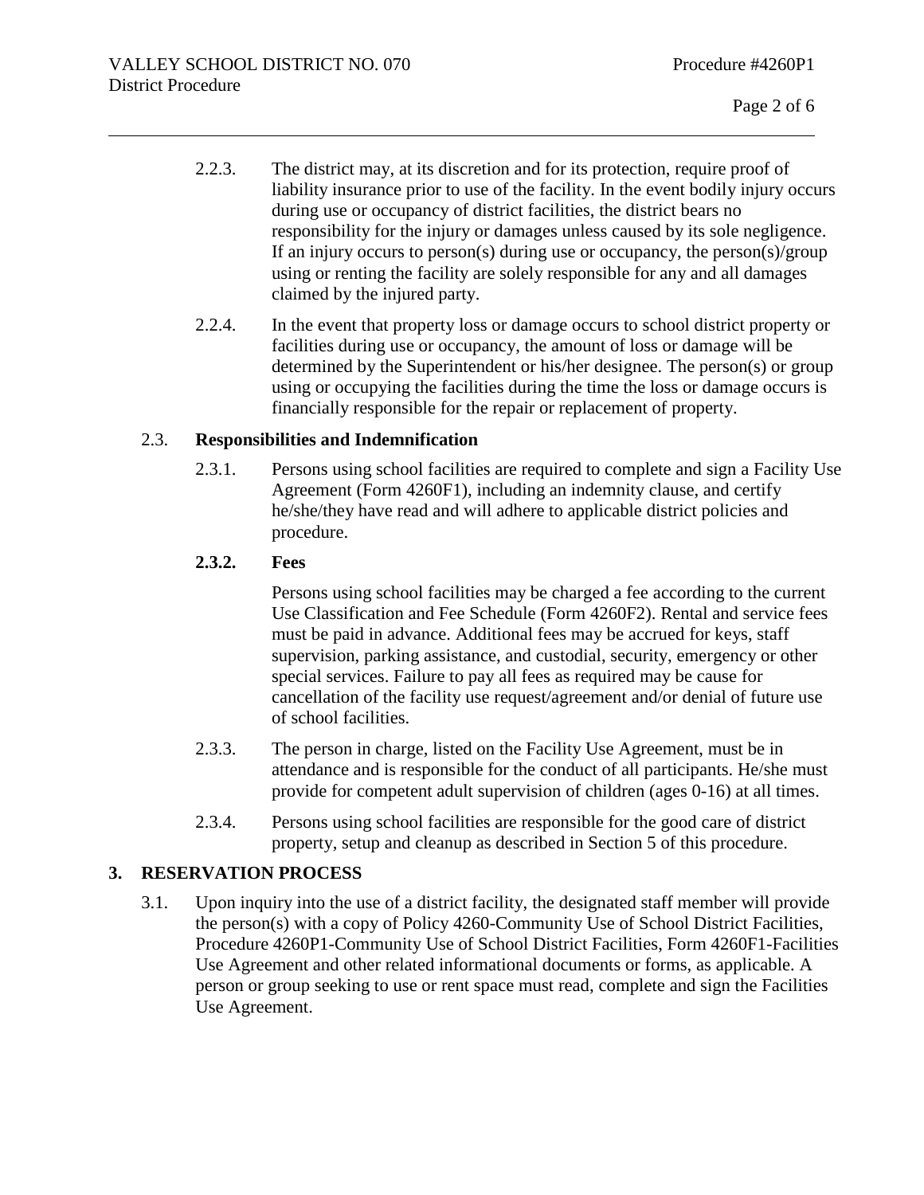2.2.3. The district may, at its discretion and for its protection, require proof of liability insurance prior to use of the facility. In the event bodily injury occurs during use or occupancy of district facilities, the district bears no responsibility for the injury or damages unless caused by its sole negligence. If an injury occurs to person(s) during use or occupancy, the person(s)/group using or renting the facility are solely responsible for any and all damages claimed by the injured party.

2.2.4. In the event that property loss or damage occurs to school district property or facilities during use or occupancy, the amount of loss or damage will be determined by the Superintendent or his/her designee. The person(s) or group using or occupying the facilities during the time the loss or damage occurs is financially responsible for the repair or replacement of property.

2.3. **Responsibilities and Indemnification**

2.3.1. Persons using school facilities are required to complete and sign a Facility Use Agreement (Form 4260F1), including an indemnity clause, and certify he/she/they have read and will adhere to applicable district policies and procedure.

**2.3.2. Fees**

Persons using school facilities may be charged a fee according to the current Use Classification and Fee Schedule (Form 4260F2). Rental and service fees must be paid in advance. Additional fees may be accrued for keys, staff supervision, parking assistance, and custodial, security, emergency or other special services. Failure to pay all fees as required may be cause for cancellation of the facility use request/agreement and/or denial of future use of school facilities.

2.3.3. The person in charge, listed on the Facility Use Agreement, must be in attendance and is responsible for the conduct of all participants. He/she must provide for competent adult supervision of children (ages 0-16) at all times.

2.3.4. Persons using school facilities are responsible for the good care of district property, setup and cleanup as described in Section 5 of this procedure.

## 3. RESERVATION PROCESS

3.1. Upon inquiry into the use of a district facility, the designated staff member will provide the person(s) with a copy of Policy 4260-Community Use of School District Facilities, Procedure 4260P1-Community Use of School District Facilities, Form 4260F1-Facilities Use Agreement and other related informational documents or forms, as applicable. A person or group seeking to use or rent space must read, complete and sign the Facilities Use Agreement.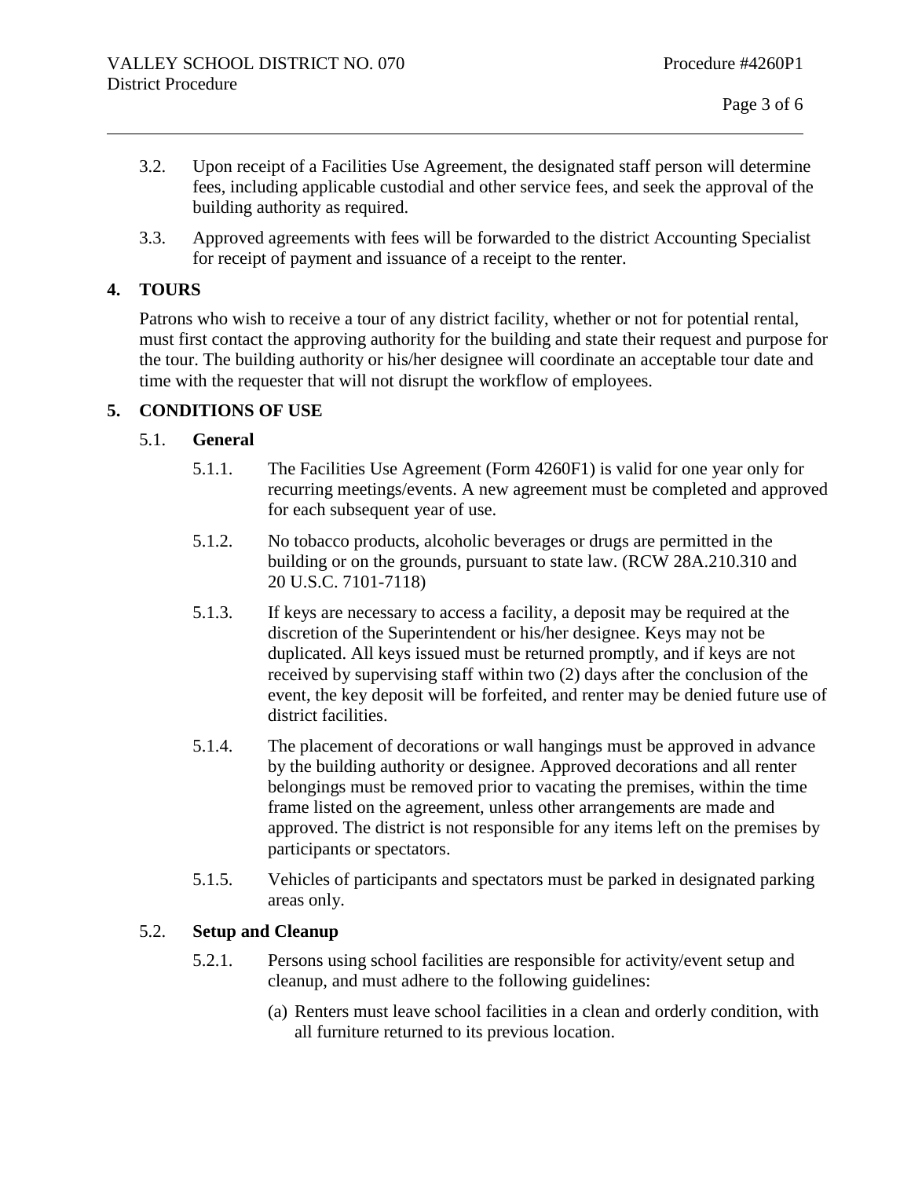3.2. Upon receipt of a Facilities Use Agreement, the designated staff person will determine fees, including applicable custodial and other service fees, and seek the approval of the building authority as required.

3.3. Approved agreements with fees will be forwarded to the district Accounting Specialist for receipt of payment and issuance of a receipt to the renter.

## 4. TOURS

Patrons who wish to receive a tour of any district facility, whether or not for potential rental, must first contact the approving authority for the building and state their request and purpose for the tour. The building authority or his/her designee will coordinate an acceptable tour date and time with the requester that will not disrupt the workflow of employees.

## 5. CONDITIONS OF USE

### 5.1. General

5.1.1. The Facilities Use Agreement (Form 4260F1) is valid for one year only for recurring meetings/events. A new agreement must be completed and approved for each subsequent year of use.

5.1.2. No tobacco products, alcoholic beverages or drugs are permitted in the building or on the grounds, pursuant to state law. (RCW 28A.210.310 and 20 U.S.C. 7101-7118)

5.1.3. If keys are necessary to access a facility, a deposit may be required at the discretion of the Superintendent or his/her designee. Keys may not be duplicated. All keys issued must be returned promptly, and if keys are not received by supervising staff within two (2) days after the conclusion of the event, the key deposit will be forfeited, and renter may be denied future use of district facilities.

5.1.4. The placement of decorations or wall hangings must be approved in advance by the building authority or designee. Approved decorations and all renter belongings must be removed prior to vacating the premises, within the time frame listed on the agreement, unless other arrangements are made and approved. The district is not responsible for any items left on the premises by participants or spectators.

5.1.5. Vehicles of participants and spectators must be parked in designated parking areas only.

### 5.2. Setup and Cleanup

5.2.1. Persons using school facilities are responsible for activity/event setup and cleanup, and must adhere to the following guidelines:

(a) Renters must leave school facilities in a clean and orderly condition, with all furniture returned to its previous location.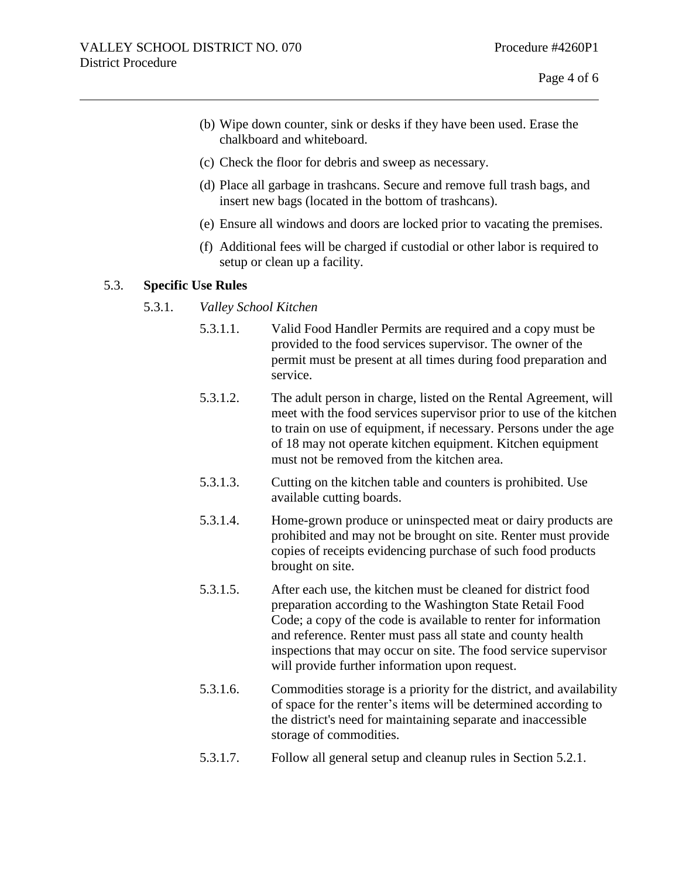(b) Wipe down counter, sink or desks if they have been used. Erase the chalkboard and whiteboard.

(c) Check the floor for debris and sweep as necessary.

(d) Place all garbage in trashcans. Secure and remove full trash bags, and insert new bags (located in the bottom of trashcans).

(e) Ensure all windows and doors are locked prior to vacating the premises.

(f) Additional fees will be charged if custodial or other labor is required to setup or clean up a facility.

5.3. **Specific Use Rules**

5.3.1. *Valley School Kitchen*

5.3.1.1. Valid Food Handler Permits are required and a copy must be provided to the food services supervisor. The owner of the permit must be present at all times during food preparation and service.

5.3.1.2. The adult person in charge, listed on the Rental Agreement, will meet with the food services supervisor prior to use of the kitchen to train on use of equipment, if necessary. Persons under the age of 18 may not operate kitchen equipment. Kitchen equipment must not be removed from the kitchen area.

5.3.1.3. Cutting on the kitchen table and counters is prohibited. Use available cutting boards.

5.3.1.4. Home-grown produce or uninspected meat or dairy products are prohibited and may not be brought on site. Renter must provide copies of receipts evidencing purchase of such food products brought on site.

5.3.1.5. After each use, the kitchen must be cleaned for district food preparation according to the Washington State Retail Food Code; a copy of the code is available to renter for information and reference. Renter must pass all state and county health inspections that may occur on site. The food service supervisor will provide further information upon request.

5.3.1.6. Commodities storage is a priority for the district, and availability of space for the renter's items will be determined according to the district's need for maintaining separate and inaccessible storage of commodities.

5.3.1.7. Follow all general setup and cleanup rules in Section 5.2.1.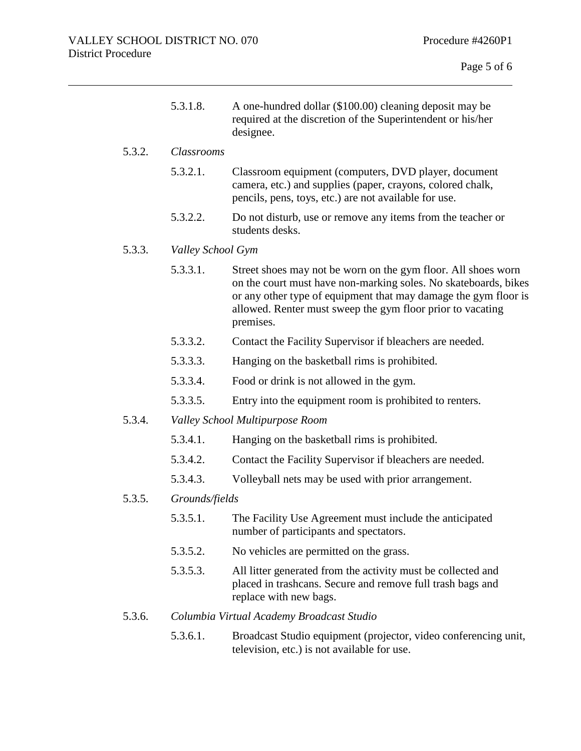5.3.1.8. A one-hundred dollar ($100.00) cleaning deposit may be required at the discretion of the Superintendent or his/her designee.

5.3.2. *Classrooms*

5.3.2.1. Classroom equipment (computers, DVD player, document camera, etc.) and supplies (paper, crayons, colored chalk, pencils, pens, toys, etc.) are not available for use.

5.3.2.2. Do not disturb, use or remove any items from the teacher or students desks.

5.3.3. *Valley School Gym*

5.3.3.1. Street shoes may not be worn on the gym floor. All shoes worn on the court must have non-marking soles. No skateboards, bikes or any other type of equipment that may damage the gym floor is allowed. Renter must sweep the gym floor prior to vacating premises.

5.3.3.2. Contact the Facility Supervisor if bleachers are needed.

5.3.3.3. Hanging on the basketball rims is prohibited.

5.3.3.4. Food or drink is not allowed in the gym.

5.3.3.5. Entry into the equipment room is prohibited to renters.

5.3.4. *Valley School Multipurpose Room*

5.3.4.1. Hanging on the basketball rims is prohibited.

5.3.4.2. Contact the Facility Supervisor if bleachers are needed.

5.3.4.3. Volleyball nets may be used with prior arrangement.

5.3.5. *Grounds/fields*

5.3.5.1. The Facility Use Agreement must include the anticipated number of participants and spectators.

5.3.5.2. No vehicles are permitted on the grass.

5.3.5.3. All litter generated from the activity must be collected and placed in trashcans. Secure and remove full trash bags and replace with new bags.

5.3.6. *Columbia Virtual Academy Broadcast Studio*

5.3.6.1. Broadcast Studio equipment (projector, video conferencing unit, television, etc.) is not available for use.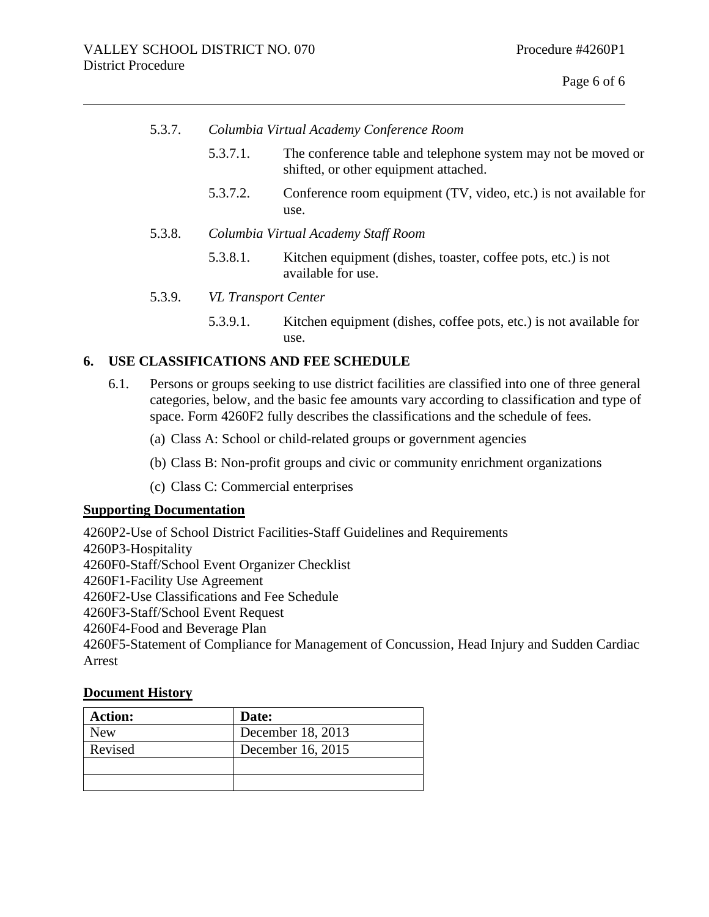5.3.7. *Columbia Virtual Academy Conference Room*

5.3.7.1. The conference table and telephone system may not be moved or shifted, or other equipment attached.

5.3.7.2. Conference room equipment (TV, video, etc.) is not available for use.

5.3.8. *Columbia Virtual Academy Staff Room*

5.3.8.1. Kitchen equipment (dishes, toaster, coffee pots, etc.) is not available for use.

5.3.9. *VL Transport Center*

5.3.9.1. Kitchen equipment (dishes, coffee pots, etc.) is not available for use.

## 6. USE CLASSIFICATIONS AND FEE SCHEDULE

6.1. Persons or groups seeking to use district facilities are classified into one of three general categories, below, and the basic fee amounts vary according to classification and type of space. Form 4260F2 fully describes the classifications and the schedule of fees.

(a) Class A: School or child-related groups or government agencies

(b) Class B: Non-profit groups and civic or community enrichment organizations

(c) Class C: Commercial enterprises

**Supporting Documentation**

4260P2-Use of School District Facilities-Staff Guidelines and Requirements
4260P3-Hospitality
4260F0-Staff/School Event Organizer Checklist
4260F1-Facility Use Agreement
4260F2-Use Classifications and Fee Schedule
4260F3-Staff/School Event Request
4260F4-Food and Beverage Plan
4260F5-Statement of Compliance for Management of Concussion, Head Injury and Sudden Cardiac Arrest

**Document History**

| Action: | Date: |
|---|---|
| New | December 18, 2013 |
| Revised | December 16, 2015 |
| | |
| | |